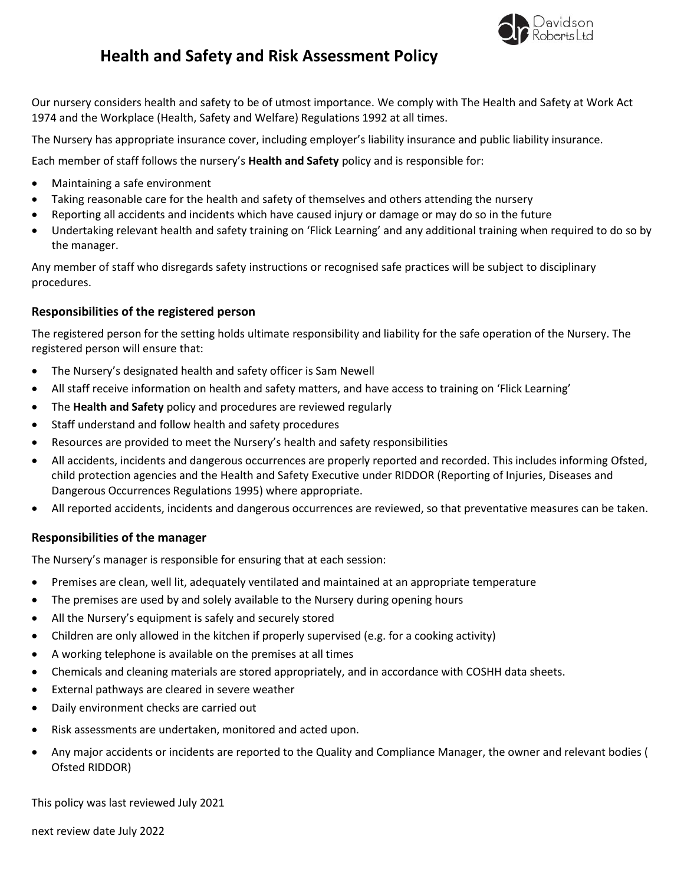# Health and Safety and Risk Assessment Policy

Our nursery considers health and safety to be of utmost importance. We comply with The Health and Safety at Work Act 1974 and the Workplace (Health, Safety and Welfare) Regulations 1992 at all times.

The Nursery has appropriate insurance cover, including employer's liability insurance and public liability insurance.

Each member of staff follows the nursery's **Health and Safety** policy and is responsible for:

- Maintaining a safe environment
- Taking reasonable care for the health and safety of themselves and others attending the nursery
- Reporting all accidents and incidents which have caused injury or damage or may do so in the future
- Undertaking relevant health and safety training on 'Flick Learning' and any additional training when required to do so by the manager.

Any member of staff who disregards safety instructions or recognised safe practices will be subject to disciplinary procedures.

### Responsibilities of the registered person

The registered person for the setting holds ultimate responsibility and liability for the safe operation of the Nursery. The registered person will ensure that:

- The Nursery's designated health and safety officer is Sam Newell
- All staff receive information on health and safety matters, and have access to training on 'Flick Learning'
- The **Health and Safety** policy and procedures are reviewed regularly
- Staff understand and follow health and safety procedures
- Resources are provided to meet the Nursery's health and safety responsibilities
- All accidents, incidents and dangerous occurrences are properly reported and recorded. This includes informing Ofsted, child protection agencies and the Health and Safety Executive under RIDDOR (Reporting of Injuries, Diseases and Dangerous Occurrences Regulations 1995) where appropriate.
- All reported accidents, incidents and dangerous occurrences are reviewed, so that preventative measures can be taken.

### Responsibilities of the manager

The Nursery's manager is responsible for ensuring that at each session:

- Premises are clean, well lit, adequately ventilated and maintained at an appropriate temperature
- The premises are used by and solely available to the Nursery during opening hours
- All the Nursery's equipment is safely and securely stored
- Children are only allowed in the kitchen if properly supervised (e.g. for a cooking activity)
- A working telephone is available on the premises at all times
- Chemicals and cleaning materials are stored appropriately, and in accordance with COSHH data sheets.
- External pathways are cleared in severe weather
- Daily environment checks are carried out
- Risk assessments are undertaken, monitored and acted upon.
- Any major accidents or incidents are reported to the Quality and Compliance Manager, the owner and relevant bodies ( Ofsted RIDDOR)

This policy was last reviewed July 2021

next review date July 2022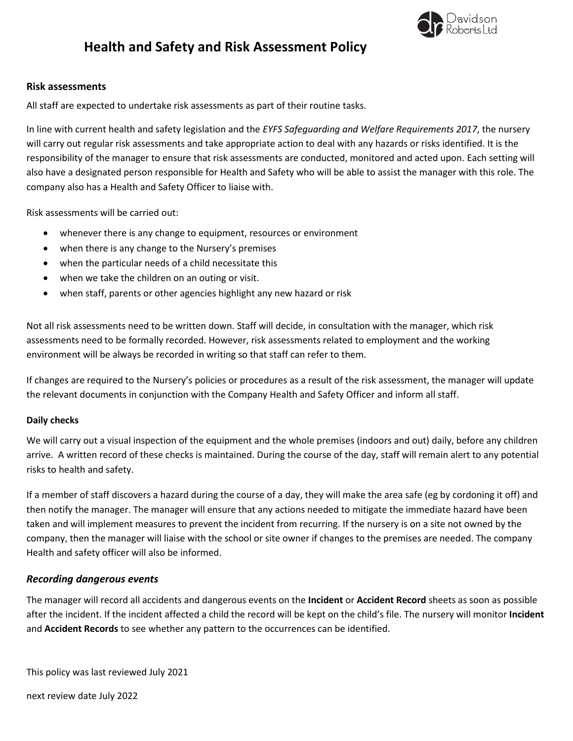# Health and Safety and Risk Assessment Policy

### Risk assessments

All staff are expected to undertake risk assessments as part of their routine tasks.

In line with current health and safety legislation and the *EYFS Safeguarding and Welfare Requirements 2017*, the nursery will carry out regular risk assessments and take appropriate action to deal with any hazards or risks identified. It is the responsibility of the manager to ensure that risk assessments are conducted, monitored and acted upon. Each setting will also have a designated person responsible for Health and Safety who will be able to assist the manager with this role. The company also has a Health and Safety Officer to liaise with.

Risk assessments will be carried out:

- whenever there is any change to equipment, resources or environment
- when there is any change to the Nursery's premises
- when the particular needs of a child necessitate this
- when we take the children on an outing or visit.
- when staff, parents or other agencies highlight any new hazard or risk

Not all risk assessments need to be written down. Staff will decide, in consultation with the manager, which risk assessments need to be formally recorded. However, risk assessments related to employment and the working environment will be always be recorded in writing so that staff can refer to them.

If changes are required to the Nursery's policies or procedures as a result of the risk assessment, the manager will update the relevant documents in conjunction with the Company Health and Safety Officer and inform all staff.

#### Daily checks

We will carry out a visual inspection of the equipment and the whole premises (indoors and out) daily, before any children arrive. A written record of these checks is maintained. During the course of the day, staff will remain alert to any potential risks to health and safety.

If a member of staff discovers a hazard during the course of a day, they will make the area safe (eg by cordoning it off) and then notify the manager. The manager will ensure that any actions needed to mitigate the immediate hazard have been taken and will implement measures to prevent the incident from recurring. If the nursery is on a site not owned by the company, then the manager will liaise with the school or site owner if changes to the premises are needed. The company Health and safety officer will also be informed.

### *Recording dangerous events*

The manager will record all accidents and dangerous events on the **Incident** or **Accident Record** sheets as soon as possible after the incident. If the incident affected a child the record will be kept on the child's file. The nursery will monitor **Incident** and **Accident Records** to see whether any pattern to the occurrences can be identified.

This policy was last reviewed July 2021

next review date July 2022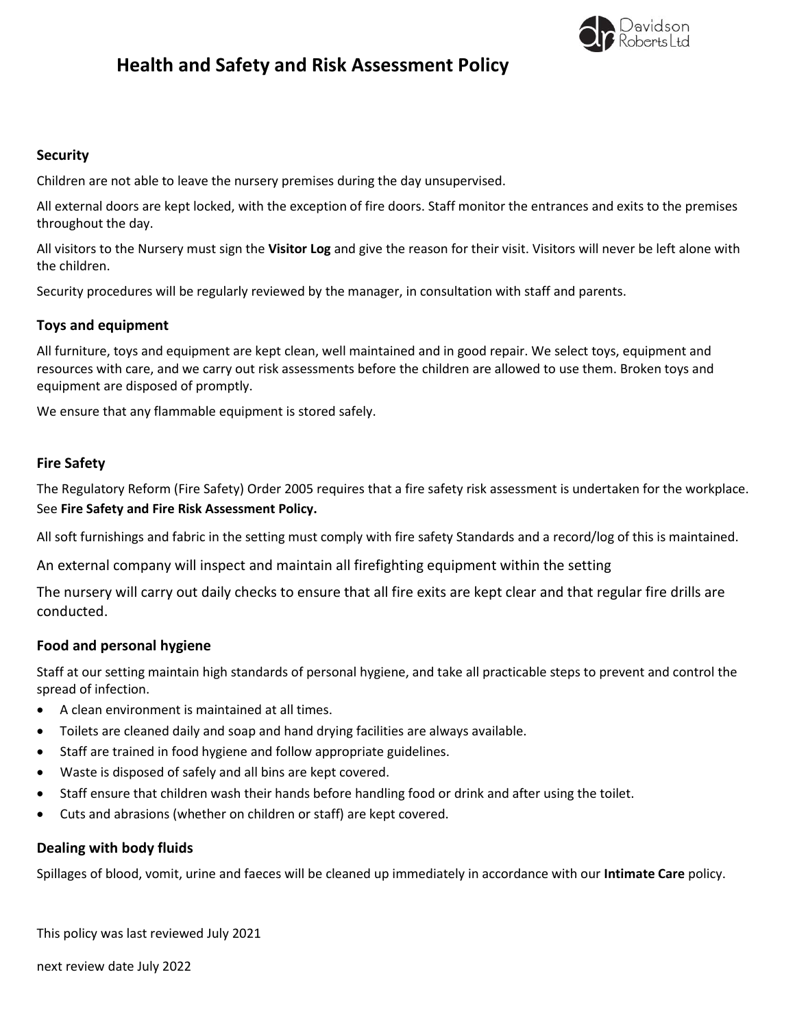# Health and Safety and Risk Assessment Policy

### Security

Children are not able to leave the nursery premises during the day unsupervised.

All external doors are kept locked, with the exception of fire doors. Staff monitor the entrances and exits to the premises throughout the day.

All visitors to the Nursery must sign the **Visitor Log** and give the reason for their visit. Visitors will never be left alone with the children.

Security procedures will be regularly reviewed by the manager, in consultation with staff and parents.

### Toys and equipment

All furniture, toys and equipment are kept clean, well maintained and in good repair. We select toys, equipment and resources with care, and we carry out risk assessments before the children are allowed to use them. Broken toys and equipment are disposed of promptly.

We ensure that any flammable equipment is stored safely.

### Fire Safety

The Regulatory Reform (Fire Safety) Order 2005 requires that a fire safety risk assessment is undertaken for the workplace. See **Fire Safety and Fire Risk Assessment Policy.**

All soft furnishings and fabric in the setting must comply with fire safety Standards and a record/log of this is maintained.

An external company will inspect and maintain all firefighting equipment within the setting

The nursery will carry out daily checks to ensure that all fire exits are kept clear and that regular fire drills are conducted.

### Food and personal hygiene

Staff at our setting maintain high standards of personal hygiene, and take all practicable steps to prevent and control the spread of infection.

- A clean environment is maintained at all times.
- Toilets are cleaned daily and soap and hand drying facilities are always available.
- Staff are trained in food hygiene and follow appropriate guidelines.
- Waste is disposed of safely and all bins are kept covered.
- Staff ensure that children wash their hands before handling food or drink and after using the toilet.
- Cuts and abrasions (whether on children or staff) are kept covered.

### Dealing with body fluids

Spillages of blood, vomit, urine and faeces will be cleaned up immediately in accordance with our **Intimate Care** policy.

This policy was last reviewed July 2021

next review date July 2022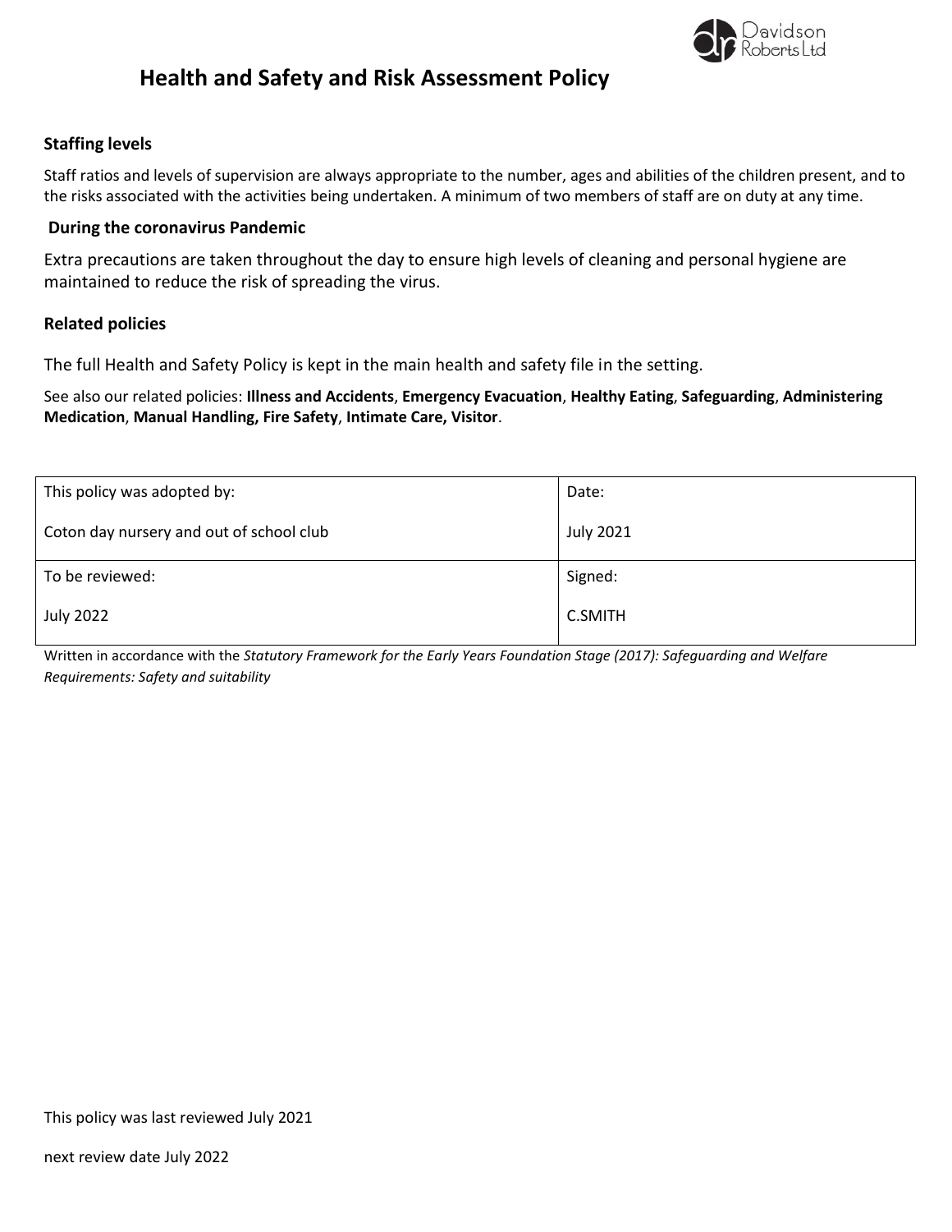# Health and Safety and Risk Assessment Policy

## Staffing levels

Staff ratios and levels of supervision are always appropriate to the number, ages and abilities of the children present, and to the risks associated with the activities being undertaken. A minimum of two members of staff are on duty at any time.

## During the coronavirus Pandemic

Extra precautions are taken throughout the day to ensure high levels of cleaning and personal hygiene are maintained to reduce the risk of spreading the virus.

## Related policies

The full Health and Safety Policy is kept in the main health and safety file in the setting.

See also our related policies: **Illness and Accidents**, **Emergency Evacuation**, **Healthy Eating**, **Safeguarding**, **Administering Medication**, **Manual Handling, Fire Safety**, **Intimate Care, Visitor**.

| | |
|---|---|
| This policy was adopted by:<br><br>Coton day nursery and out of school club | Date:<br><br>July 2021 |
| To be reviewed:<br><br>July 2022 | Signed:<br><br>C.SMITH |

Written in accordance with the *Statutory Framework for the Early Years Foundation Stage (2017): Safeguarding and Welfare Requirements: Safety and suitability*

This policy was last reviewed July 2021

next review date July 2022